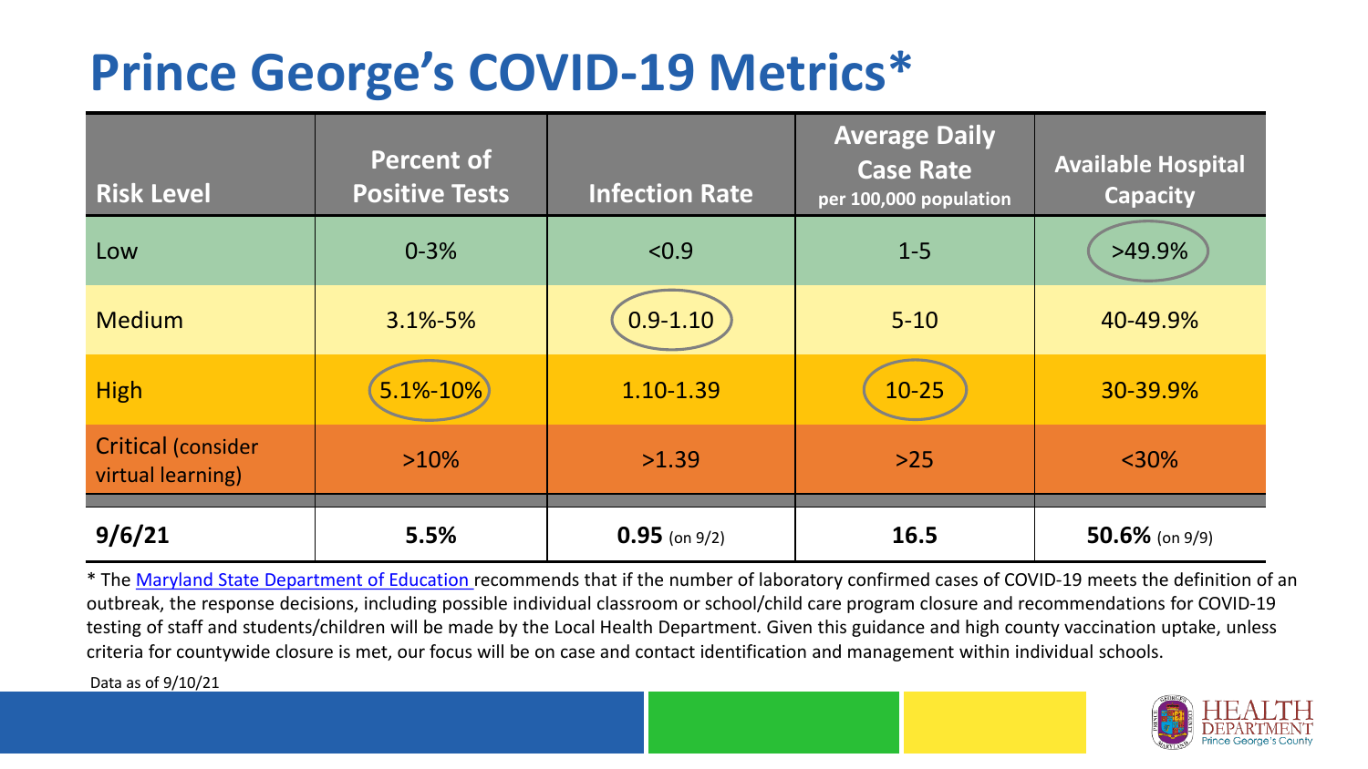# Prince George's COVID-19 Metrics*

| Risk Level | Percent of Positive Tests | Infection Rate | Average Daily Case Rate per 100,000 population | Available Hospital Capacity |
|---|---|---|---|---|
| Low | 0-3% | <0.9 | 1-5 | >49.9% |
| Medium | 3.1%-5% | 0.9-1.10 | 5-10 | 40-49.9% |
| High | 5.1%-10% | 1.10-1.39 | 10-25 | 30-39.9% |
| Critical (consider virtual learning) | >10% | >1.39 | >25 | <30% |
| **9/6/21** | **5.5%** | **0.95** (on 9/2) | **16.5** | **50.6%** (on 9/9) |

* The Maryland State Department of Education recommends that if the number of laboratory confirmed cases of COVID-19 meets the definition of an outbreak, the response decisions, including possible individual classroom or school/child care program closure and recommendations for COVID-19 testing of staff and students/children will be made by the Local Health Department. Given this guidance and high county vaccination uptake, unless criteria for countywide closure is met, our focus will be on case and contact identification and management within individual schools.

Data as of 9/10/21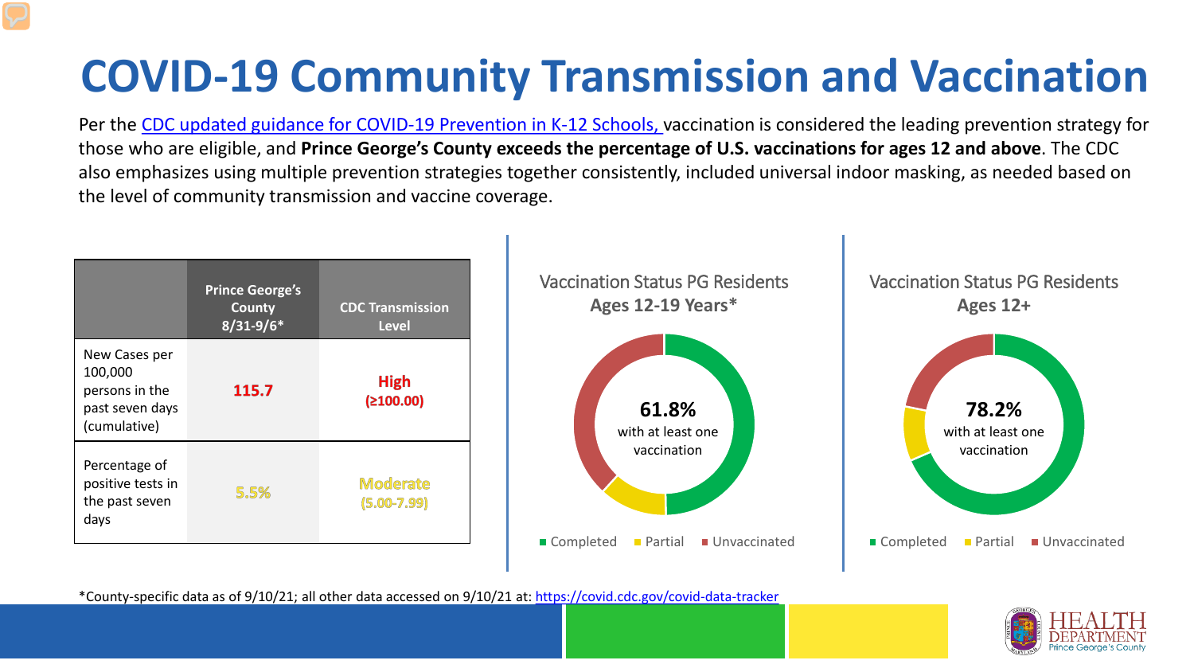# COVID-19 Community Transmission and Vaccination

Per the [CDC updated guidance for COVID-19 Prevention in K-12 Schools,](#) vaccination is considered the leading prevention strategy for those who are eligible, and **Prince George's County exceeds the percentage of U.S. vaccinations for ages 12 and above**. The CDC also emphasizes using multiple prevention strategies together consistently, included universal indoor masking, as needed based on the level of community transmission and vaccine coverage.

| | Prince George's County 8/31-9/6* | CDC Transmission Level |
|---|---|---|
| New Cases per 100,000 persons in the past seven days (cumulative) | **115.7** | **High (≥100.00)** |
| Percentage of positive tests in the past seven days | 5.5% | Moderate (5.00-7.99) |

Vaccination Status PG Residents **Ages 12-19 Years***

**61.8%** with at least one vaccination

Completed · Partial · Unvaccinated

Vaccination Status PG Residents **Ages 12+**

**78.2%** with at least one vaccination

Completed · Partial · Unvaccinated

*County-specific data as of 9/10/21; all other data accessed on 9/10/21 at: https://covid.cdc.gov/covid-data-tracker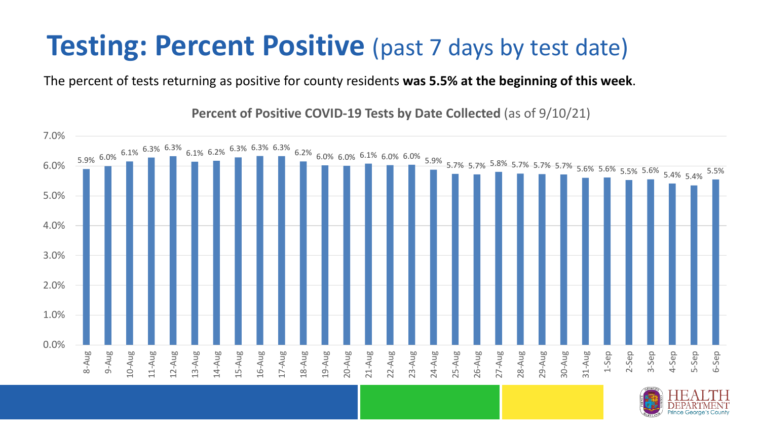# **Testing: Percent Positive** (past 7 days by test date)

The percent of tests returning as positive for county residents **was 5.5% at the beginning of this week**.

**Percent of Positive COVID-19 Tests by Date Collected** (as of 9/10/21)

| Date | Percent Positive |
|---|---|
| 8-Aug | 5.9% |
| 9-Aug | 6.0% |
| 10-Aug | 6.1% |
| 11-Aug | 6.3% |
| 12-Aug | 6.3% |
| 13-Aug | 6.1% |
| 14-Aug | 6.2% |
| 15-Aug | 6.3% |
| 16-Aug | 6.3% |
| 17-Aug | 6.3% |
| 18-Aug | 6.2% |
| 19-Aug | 6.0% |
| 20-Aug | 6.0% |
| 21-Aug | 6.1% |
| 22-Aug | 6.0% |
| 23-Aug | 6.0% |
| 24-Aug | 5.9% |
| 25-Aug | 5.7% |
| 26-Aug | 5.7% |
| 27-Aug | 5.8% |
| 28-Aug | 5.7% |
| 29-Aug | 5.7% |
| 30-Aug | 5.7% |
| 31-Aug | 5.6% |
| 1-Sep | 5.6% |
| 2-Sep | 5.5% |
| 3-Sep | 5.6% |
| 4-Sep | 5.4% |
| 5-Sep | 5.4% |
| 6-Sep | 5.5% |

HEALTH DEPARTMENT Prince George's County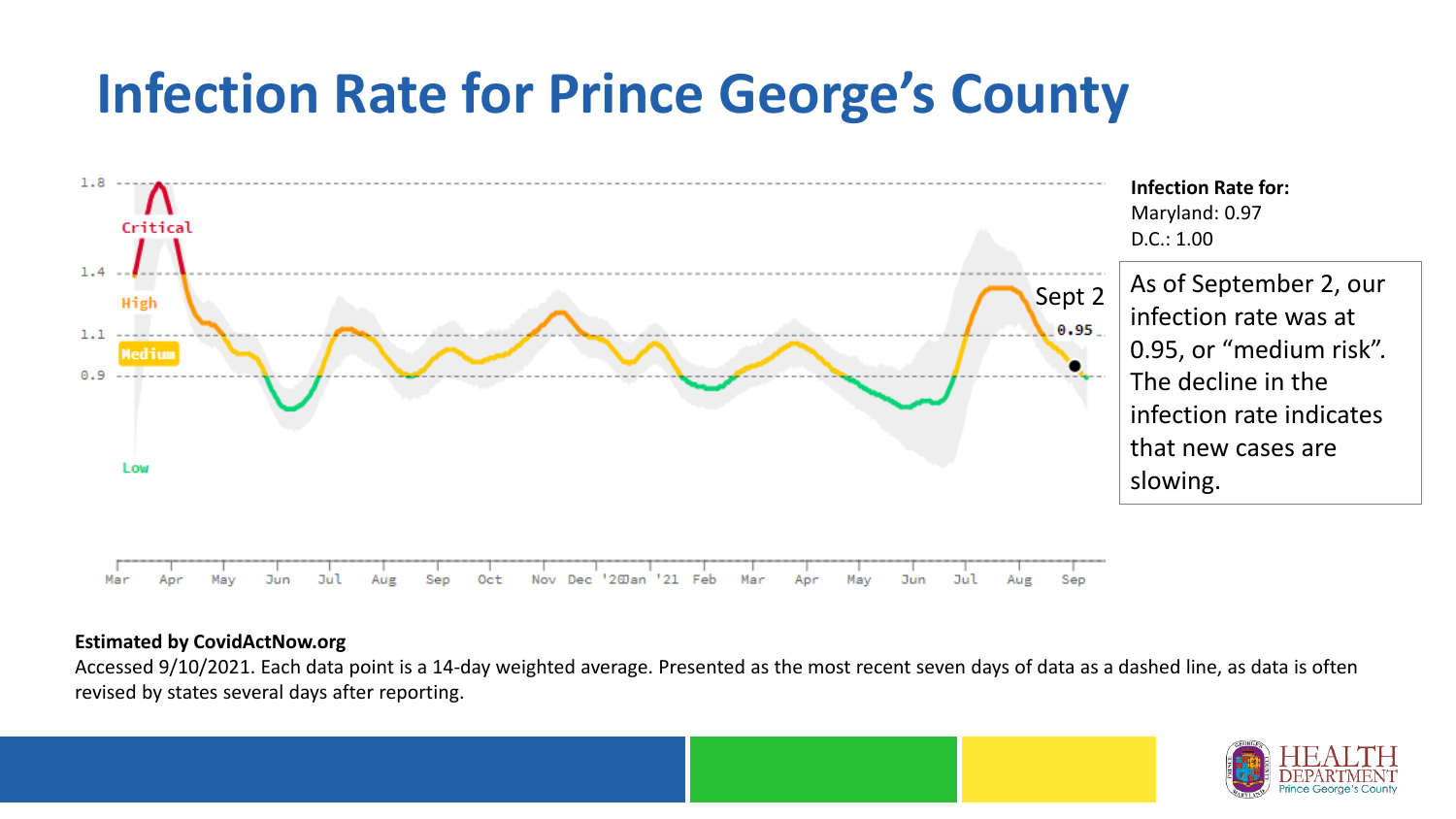# Infection Rate for Prince George's County

**Infection Rate for:**
Maryland: 0.97
D.C.: 1.00

As of September 2, our infection rate was at 0.95, or "medium risk". The decline in the infection rate indicates that new cases are slowing.

**Estimated by CovidActNow.org**
Accessed 9/10/2021. Each data point is a 14-day weighted average. Presented as the most recent seven days of data as a dashed line, as data is often revised by states several days after reporting.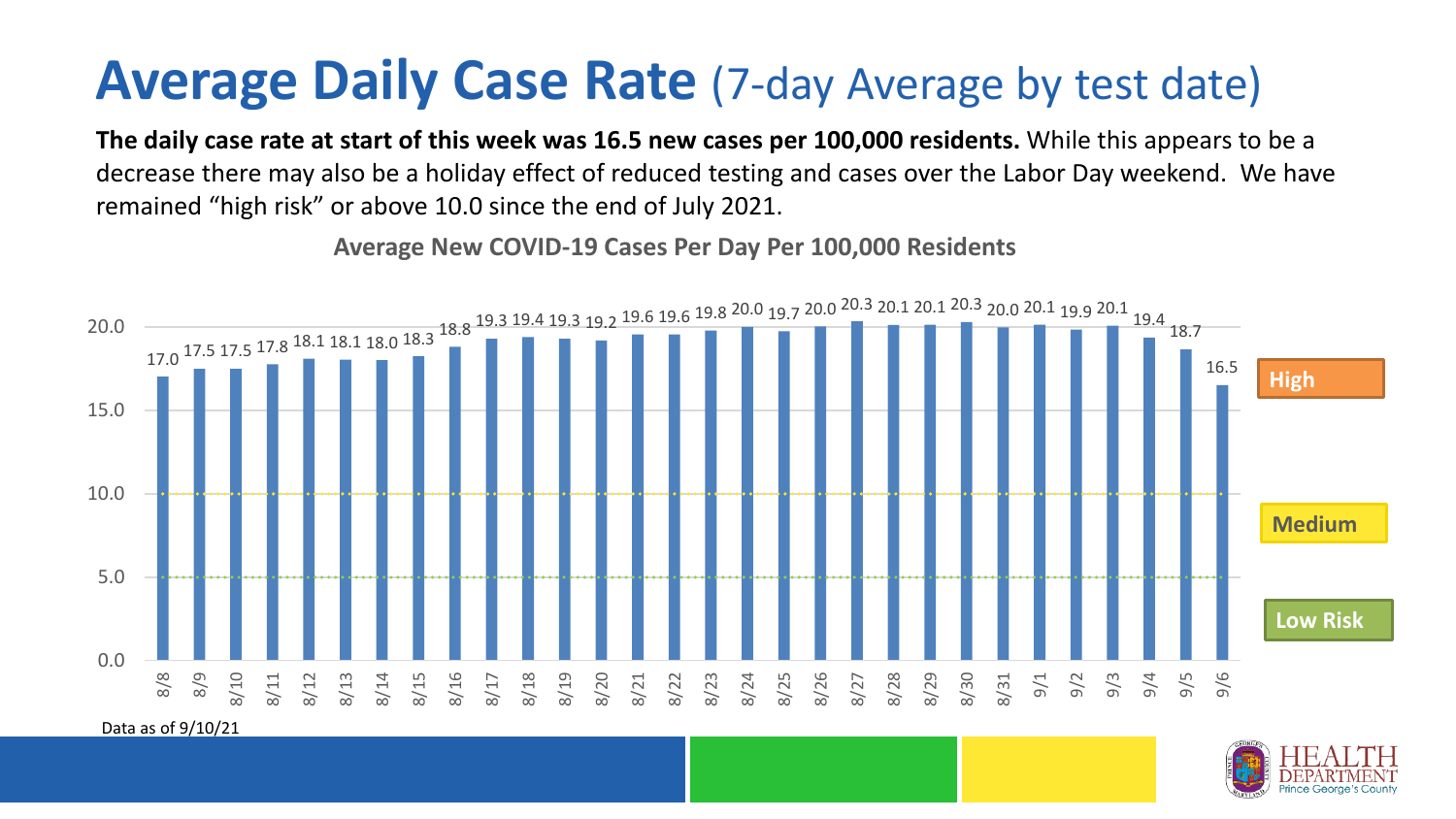# Average Daily Case Rate (7-day Average by test date)

**The daily case rate at start of this week was 16.5 new cases per 100,000 residents.** While this appears to be a decrease there may also be a holiday effect of reduced testing and cases over the Labor Day weekend. We have remained "high risk" or above 10.0 since the end of July 2021.

**Average New COVID-19 Cases Per Day Per 100,000 Residents**

| Date | Cases per 100,000 |
| --- | --- |
| 8/8 | 17.0 |
| 8/9 | 17.5 |
| 8/10 | 17.5 |
| 8/11 | 17.8 |
| 8/12 | 18.1 |
| 8/13 | 18.1 |
| 8/14 | 18.0 |
| 8/15 | 18.3 |
| 8/16 | 18.8 |
| 8/17 | 19.3 |
| 8/18 | 19.4 |
| 8/19 | 19.3 |
| 8/20 | 19.2 |
| 8/21 | 19.6 |
| 8/22 | 19.6 |
| 8/23 | 19.8 |
| 8/24 | 20.0 |
| 8/25 | 19.7 |
| 8/26 | 20.0 |
| 8/27 | 20.3 |
| 8/28 | 20.1 |
| 8/29 | 20.1 |
| 8/30 | 20.3 |
| 8/31 | 20.0 |
| 9/1 | 20.1 |
| 9/2 | 19.9 |
| 9/3 | 20.1 |
| 9/4 | 19.4 |
| 9/5 | 18.7 |
| 9/6 | 16.5 |

High

Medium

Low Risk

Data as of 9/10/21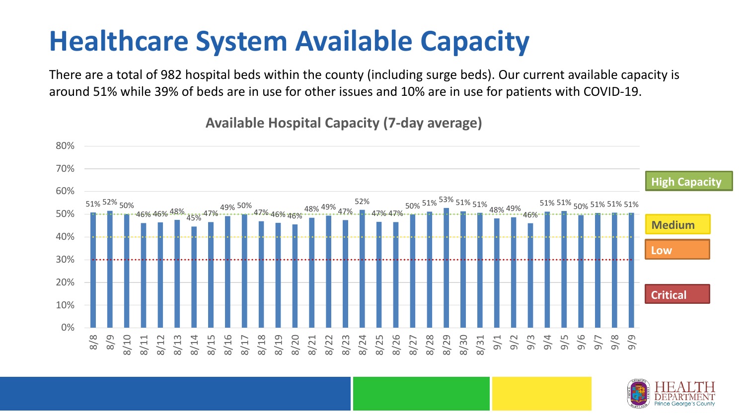# Healthcare System Available Capacity

There are a total of 982 hospital beds within the county (including surge beds). Our current available capacity is around 51% while 39% of beds are in use for other issues and 10% are in use for patients with COVID-19.

Available Hospital Capacity (7-day average)

80%
70%
60%
50%
40%
30%
20%
10%
0%

51% 52% 50% 46% 46% 48% 45% 47% 49% 50% 47% 46% 46% 48% 49% 47% 52% 47% 47% 50% 51% 53% 51% 51% 48% 49% 46% 51% 51% 50% 51% 51% 51%

8/8 8/9 8/10 8/11 8/12 8/13 8/14 8/15 8/16 8/17 8/18 8/19 8/20 8/21 8/22 8/23 8/24 8/25 8/26 8/27 8/28 8/29 8/30 8/31 9/1 9/2 9/3 9/4 9/5 9/6 9/7 9/8 9/9

High Capacity

Medium

Low

Critical

HEALTH DEPARTMENT
Prince George's County